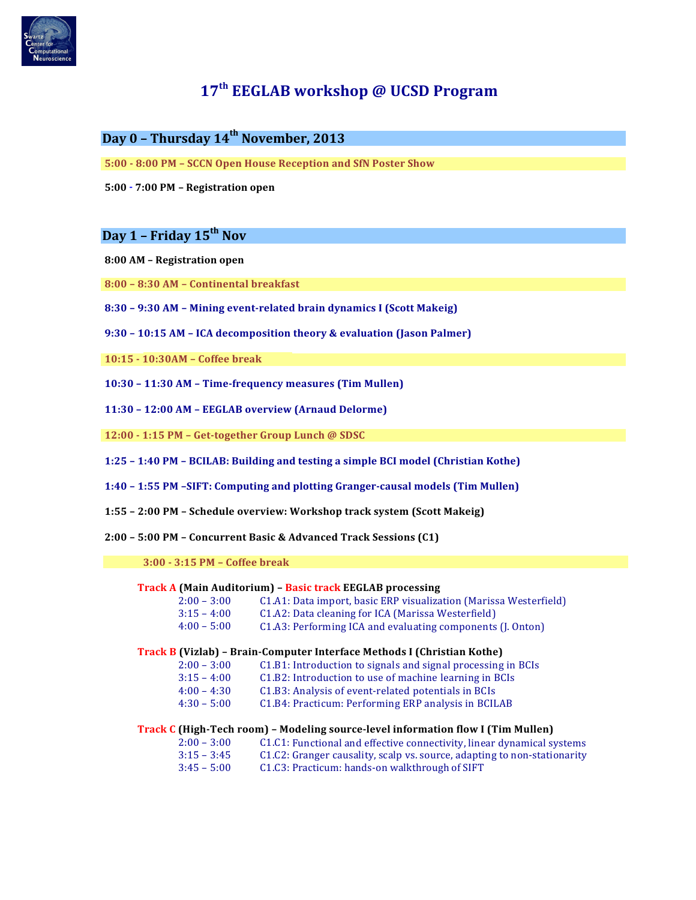# 17th EEGLAB workshop @ UCSD Program

## Day 0 – Thursday 14th November, 2013

**5:00 - 8:00 PM – SCCN Open House Reception and SfN Poster Show**

**5:00 - 7:00 PM – Registration open**

## Day 1 – Friday 15th Nov

**8:00 AM – Registration open**

**8:00 – 8:30 AM – Continental breakfast**

**8:30 – 9:30 AM – Mining event-related brain dynamics I (Scott Makeig)**

**9:30 – 10:15 AM – ICA decomposition theory & evaluation (Jason Palmer)**

**10:15 - 10:30AM – Coffee break**

**10:30 – 11:30 AM – Time-frequency measures (Tim Mullen)**

**11:30 – 12:00 AM – EEGLAB overview (Arnaud Delorme)**

**12:00 - 1:15 PM – Get-together Group Lunch @ SDSC**

**1:25 – 1:40 PM – BCILAB: Building and testing a simple BCI model (Christian Kothe)**

**1:40 – 1:55 PM –SIFT: Computing and plotting Granger-causal models (Tim Mullen)**

**1:55 – 2:00 PM – Schedule overview: Workshop track system (Scott Makeig)**

**2:00 – 5:00 PM – Concurrent Basic & Advanced Track Sessions (C1)**

**3:00 - 3:15 PM – Coffee break**

**Track A (Main Auditorium) – Basic track EEGLAB processing**

| | |
|---|---|
| 2:00 – 3:00 | C1.A1: Data import, basic ERP visualization (Marissa Westerfield) |
| 3:15 – 4:00 | C1.A2: Data cleaning for ICA (Marissa Westerfield) |
| 4:00 – 5:00 | C1.A3: Performing ICA and evaluating components (J. Onton) |

**Track B (Vizlab) – Brain-Computer Interface Methods I (Christian Kothe)**

| | |
|---|---|
| 2:00 – 3:00 | C1.B1: Introduction to signals and signal processing in BCIs |
| 3:15 – 4:00 | C1.B2: Introduction to use of machine learning in BCIs |
| 4:00 – 4:30 | C1.B3: Analysis of event-related potentials in BCIs |
| 4:30 – 5:00 | C1.B4: Practicum: Performing ERP analysis in BCILAB |

**Track C (High-Tech room) – Modeling source-level information flow I (Tim Mullen)**

| | |
|---|---|
| 2:00 – 3:00 | C1.C1: Functional and effective connectivity, linear dynamical systems |
| 3:15 – 3:45 | C1.C2: Granger causality, scalp vs. source, adapting to non-stationarity |
| 3:45 – 5:00 | C1.C3: Practicum: hands-on walkthrough of SIFT |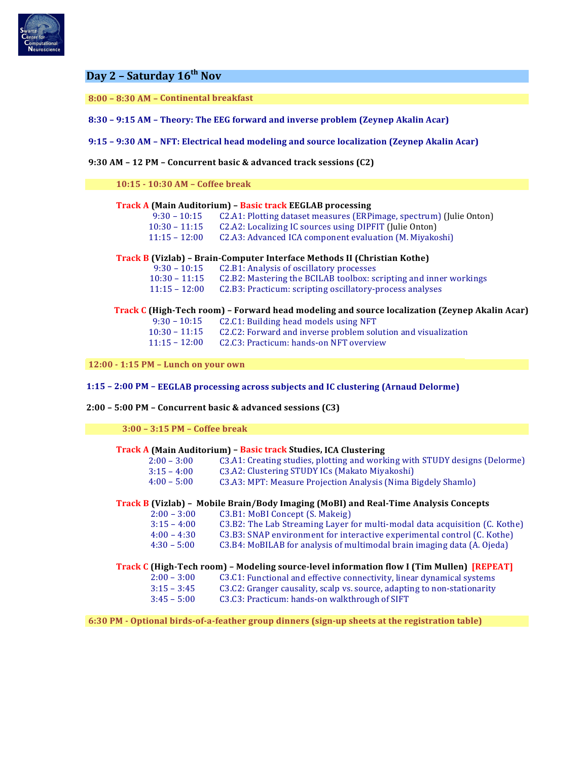## Day 2 – Saturday 16th Nov

**8:00 – 8:30 AM – Continental breakfast**

**8:30 – 9:15 AM – Theory: The EEG forward and inverse problem (Zeynep Akalin Acar)**

**9:15 – 9:30 AM – NFT: Electrical head modeling and source localization (Zeynep Akalin Acar)**

**9:30 AM – 12 PM – Concurrent basic & advanced track sessions (C2)**

**10:15 - 10:30 AM – Coffee break**

**Track A (Main Auditorium) – Basic track EEGLAB processing**

- 9:30 – 10:15 C2.A1: Plotting dataset measures (ERPimage, spectrum) (Julie Onton)
- 10:30 – 11:15 C2.A2: Localizing IC sources using DIPFIT (Julie Onton)
- 11:15 – 12:00 C2.A3: Advanced ICA component evaluation (M. Miyakoshi)

**Track B (Vizlab) – Brain-Computer Interface Methods II (Christian Kothe)**

- 9:30 – 10:15 C2.B1: Analysis of oscillatory processes
- 10:30 – 11:15 C2.B2: Mastering the BCILAB toolbox: scripting and inner workings
- 11:15 – 12:00 C2.B3: Practicum: scripting oscillatory-process analyses

**Track C (High-Tech room) – Forward head modeling and source localization (Zeynep Akalin Acar)**

- 9:30 – 10:15 C2.C1: Building head models using NFT
- 10:30 – 11:15 C2.C2: Forward and inverse problem solution and visualization
- 11:15 – 12:00 C2.C3: Practicum: hands-on NFT overview

**12:00 - 1:15 PM – Lunch on your own**

**1:15 – 2:00 PM – EEGLAB processing across subjects and IC clustering (Arnaud Delorme)**

**2:00 – 5:00 PM – Concurrent basic & advanced sessions (C3)**

**3:00 – 3:15 PM – Coffee break**

**Track A (Main Auditorium) – Basic track Studies, ICA Clustering**

- 2:00 – 3:00 C3.A1: Creating studies, plotting and working with STUDY designs (Delorme)
- 3:15 – 4:00 C3.A2: Clustering STUDY ICs (Makato Miyakoshi)
- 4:00 – 5:00 C3.A3: MPT: Measure Projection Analysis (Nima Bigdely Shamlo)

**Track B (Vizlab) – Mobile Brain/Body Imaging (MoBI) and Real-Time Analysis Concepts**

- 2:00 – 3:00 C3.B1: MoBI Concept (S. Makeig)
- 3:15 – 4:00 C3.B2: The Lab Streaming Layer for multi-modal data acquisition (C. Kothe)
- 4:00 – 4:30 C3.B3: SNAP environment for interactive experimental control (C. Kothe)
- 4:30 – 5:00 C3.B4: MoBILAB for analysis of multimodal brain imaging data (A. Ojeda)

**Track C (High-Tech room) – Modeling source-level information flow I (Tim Mullen) [REPEAT]**

- 2:00 – 3:00 C3.C1: Functional and effective connectivity, linear dynamical systems
- 3:15 – 3:45 C3.C2: Granger causality, scalp vs. source, adapting to non-stationarity
- 3:45 – 5:00 C3.C3: Practicum: hands-on walkthrough of SIFT

**6:30 PM - Optional birds-of-a-feather group dinners (sign-up sheets at the registration table)**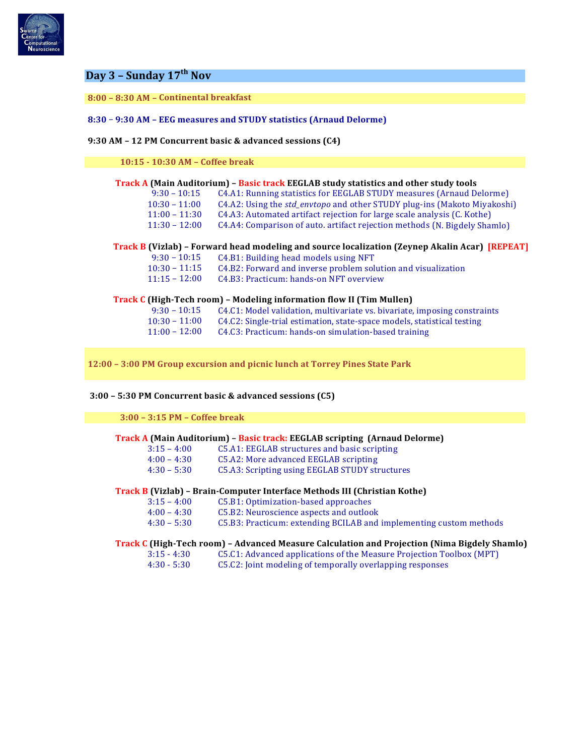## Day 3 – Sunday 17th Nov

**8:00 – 8:30 AM – Continental breakfast**

**8:30 – 9:30 AM – EEG measures and STUDY statistics (Arnaud Delorme)**

**9:30 AM – 12 PM Concurrent basic & advanced sessions (C4)**

**10:15 - 10:30 AM – Coffee break**

**Track A (Main Auditorium) – Basic track EEGLAB study statistics and other study tools**

| | |
|---|---|
| 9:30 – 10:15 | C4.A1: Running statistics for EEGLAB STUDY measures (Arnaud Delorme) |
| 10:30 – 11:00 | C4.A2: Using the *std_envtopo* and other STUDY plug-ins (Makoto Miyakoshi) |
| 11:00 – 11:30 | C4.A3: Automated artifact rejection for large scale analysis (C. Kothe) |
| 11:30 – 12:00 | C4.A4: Comparison of auto. artifact rejection methods (N. Bigdely Shamlo) |

**Track B (Vizlab) – Forward head modeling and source localization (Zeynep Akalin Acar) [REPEAT]**

| | |
|---|---|
| 9:30 – 10:15 | C4.B1: Building head models using NFT |
| 10:30 – 11:15 | C4.B2: Forward and inverse problem solution and visualization |
| 11:15 – 12:00 | C4.B3: Practicum: hands-on NFT overview |

**Track C (High-Tech room) – Modeling information flow II (Tim Mullen)**

| | |
|---|---|
| 9:30 – 10:15 | C4.C1: Model validation, multivariate vs. bivariate, imposing constraints |
| 10:30 – 11:00 | C4.C2: Single-trial estimation, state-space models, statistical testing |
| 11:00 – 12:00 | C4.C3: Practicum: hands-on simulation-based training |

**12:00 – 3:00 PM Group excursion and picnic lunch at Torrey Pines State Park**

**3:00 – 5:30 PM Concurrent basic & advanced sessions (C5)**

**3:00 – 3:15 PM – Coffee break**

**Track A (Main Auditorium) – Basic track: EEGLAB scripting (Arnaud Delorme)**

| | |
|---|---|
| 3:15 – 4:00 | C5.A1: EEGLAB structures and basic scripting |
| 4:00 – 4:30 | C5.A2: More advanced EEGLAB scripting |
| 4:30 – 5:30 | C5.A3: Scripting using EEGLAB STUDY structures |

**Track B (Vizlab) – Brain-Computer Interface Methods III (Christian Kothe)**

| | |
|---|---|
| 3:15 – 4:00 | C5.B1: Optimization-based approaches |
| 4:00 – 4:30 | C5.B2: Neuroscience aspects and outlook |
| 4:30 – 5:30 | C5.B3: Practicum: extending BCILAB and implementing custom methods |

**Track C (High-Tech room) – Advanced Measure Calculation and Projection (Nima Bigdely Shamlo)**

| | |
|---|---|
| 3:15 - 4:30 | C5.C1: Advanced applications of the Measure Projection Toolbox (MPT) |
| 4:30 - 5:30 | C5.C2: Joint modeling of temporally overlapping responses |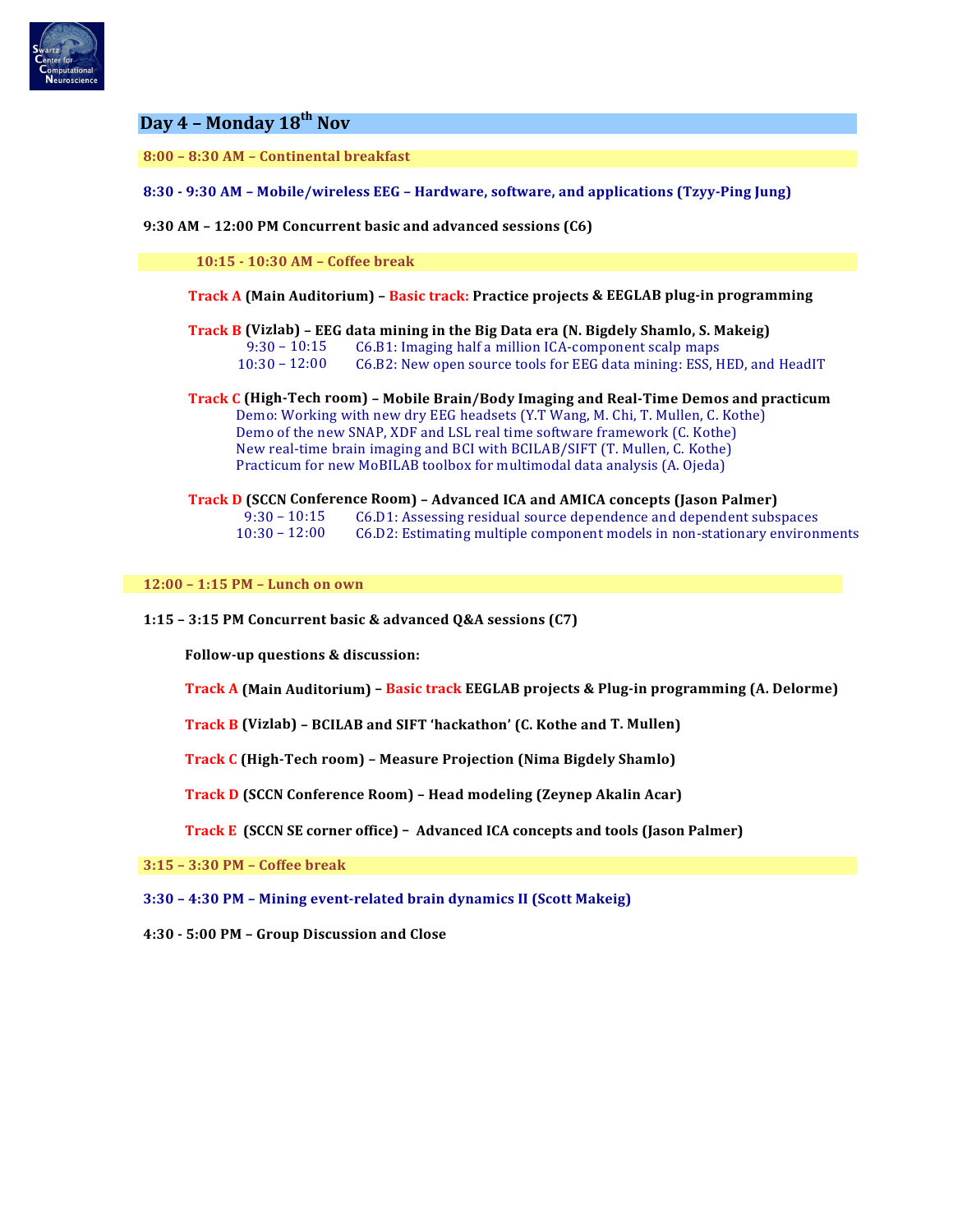## Day 4 – Monday 18th Nov

**8:00 – 8:30 AM – Continental breakfast**

**8:30 - 9:30 AM – Mobile/wireless EEG – Hardware, software, and applications (Tzyy-Ping Jung)**

**9:30 AM – 12:00 PM Concurrent basic and advanced sessions (C6)**

**10:15 - 10:30 AM – Coffee break**

**Track A (Main Auditorium) – Basic track: Practice projects & EEGLAB plug-in programming**

**Track B (Vizlab) – EEG data mining in the Big Data era (N. Bigdely Shamlo, S. Makeig)**
- 9:30 – 10:15 C6.B1: Imaging half a million ICA-component scalp maps
- 10:30 – 12:00 C6.B2: New open source tools for EEG data mining: ESS, HED, and HeadIT

**Track C (High-Tech room) – Mobile Brain/Body Imaging and Real-Time Demos and practicum**
- Demo: Working with new dry EEG headsets (Y.T Wang, M. Chi, T. Mullen, C. Kothe)
- Demo of the new SNAP, XDF and LSL real time software framework (C. Kothe)
- New real-time brain imaging and BCI with BCILAB/SIFT (T. Mullen, C. Kothe)
- Practicum for new MoBILAB toolbox for multimodal data analysis (A. Ojeda)

**Track D (SCCN Conference Room) – Advanced ICA and AMICA concepts (Jason Palmer)**
- 9:30 – 10:15 C6.D1: Assessing residual source dependence and dependent subspaces
- 10:30 – 12:00 C6.D2: Estimating multiple component models in non-stationary environments

**12:00 – 1:15 PM – Lunch on own**

**1:15 – 3:15 PM Concurrent basic & advanced Q&A sessions (C7)**

**Follow-up questions & discussion:**

**Track A (Main Auditorium) – Basic track EEGLAB projects & Plug-in programming (A. Delorme)**

**Track B (Vizlab) – BCILAB and SIFT 'hackathon' (C. Kothe and T. Mullen)**

**Track C (High-Tech room) – Measure Projection (Nima Bigdely Shamlo)**

**Track D (SCCN Conference Room) – Head modeling (Zeynep Akalin Acar)**

**Track E (SCCN SE corner office) – Advanced ICA concepts and tools (Jason Palmer)**

**3:15 – 3:30 PM – Coffee break**

**3:30 – 4:30 PM – Mining event-related brain dynamics II (Scott Makeig)**

**4:30 - 5:00 PM – Group Discussion and Close**